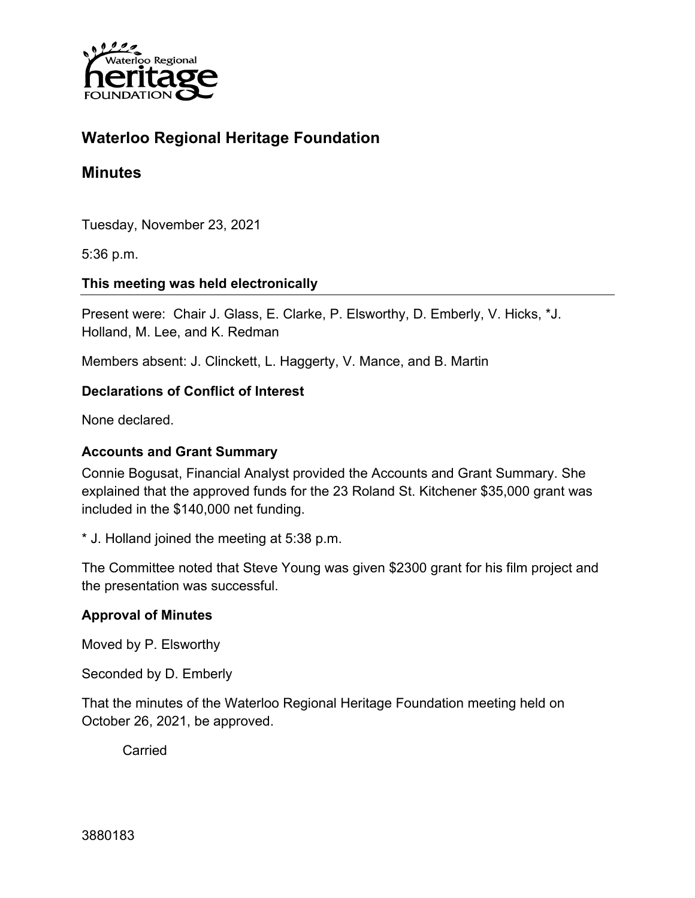# Waterloo Regional Heritage Foundation

## Minutes

Tuesday, November 23, 2021

5:36 p.m.

**This meeting was held electronically**

Present were: Chair J. Glass, E. Clarke, P. Elsworthy, D. Emberly, V. Hicks, *J. Holland, M. Lee, and K. Redman

Members absent: J. Clinckett, L. Haggerty, V. Mance, and B. Martin

### Declarations of Conflict of Interest

None declared.

### Accounts and Grant Summary

Connie Bogusat, Financial Analyst provided the Accounts and Grant Summary. She explained that the approved funds for the 23 Roland St. Kitchener $35,000 grant was included in the $140,000 net funding.

* J. Holland joined the meeting at 5:38 p.m.

The Committee noted that Steve Young was given $2300 grant for his film project and the presentation was successful.

### Approval of Minutes

Moved by P. Elsworthy

Seconded by D. Emberly

That the minutes of the Waterloo Regional Heritage Foundation meeting held on October 26, 2021, be approved.

Carried

3880183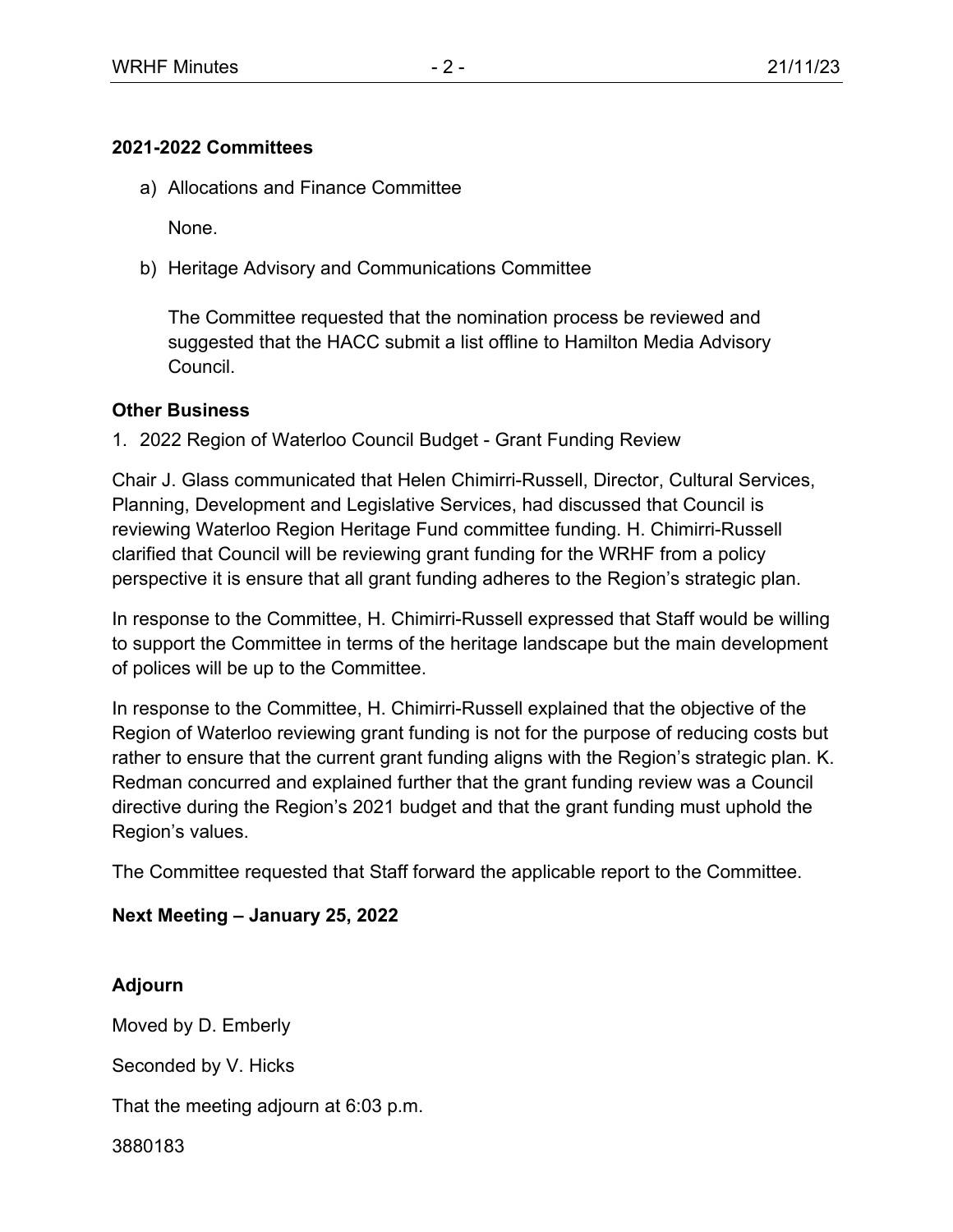### 2021-2022 Committees

a) Allocations and Finance Committee

   None.

b) Heritage Advisory and Communications Committee

   The Committee requested that the nomination process be reviewed and suggested that the HACC submit a list offline to Hamilton Media Advisory Council.

### Other Business

1. 2022 Region of Waterloo Council Budget - Grant Funding Review

Chair J. Glass communicated that Helen Chimirri-Russell, Director, Cultural Services, Planning, Development and Legislative Services, had discussed that Council is reviewing Waterloo Region Heritage Fund committee funding. H. Chimirri-Russell clarified that Council will be reviewing grant funding for the WRHF from a policy perspective it is ensure that all grant funding adheres to the Region's strategic plan.

In response to the Committee, H. Chimirri-Russell expressed that Staff would be willing to support the Committee in terms of the heritage landscape but the main development of polices will be up to the Committee.

In response to the Committee, H. Chimirri-Russell explained that the objective of the Region of Waterloo reviewing grant funding is not for the purpose of reducing costs but rather to ensure that the current grant funding aligns with the Region's strategic plan. K. Redman concurred and explained further that the grant funding review was a Council directive during the Region's 2021 budget and that the grant funding must uphold the Region's values.

The Committee requested that Staff forward the applicable report to the Committee.

### Next Meeting – January 25, 2022

### Adjourn

Moved by D. Emberly

Seconded by V. Hicks

That the meeting adjourn at 6:03 p.m.

3880183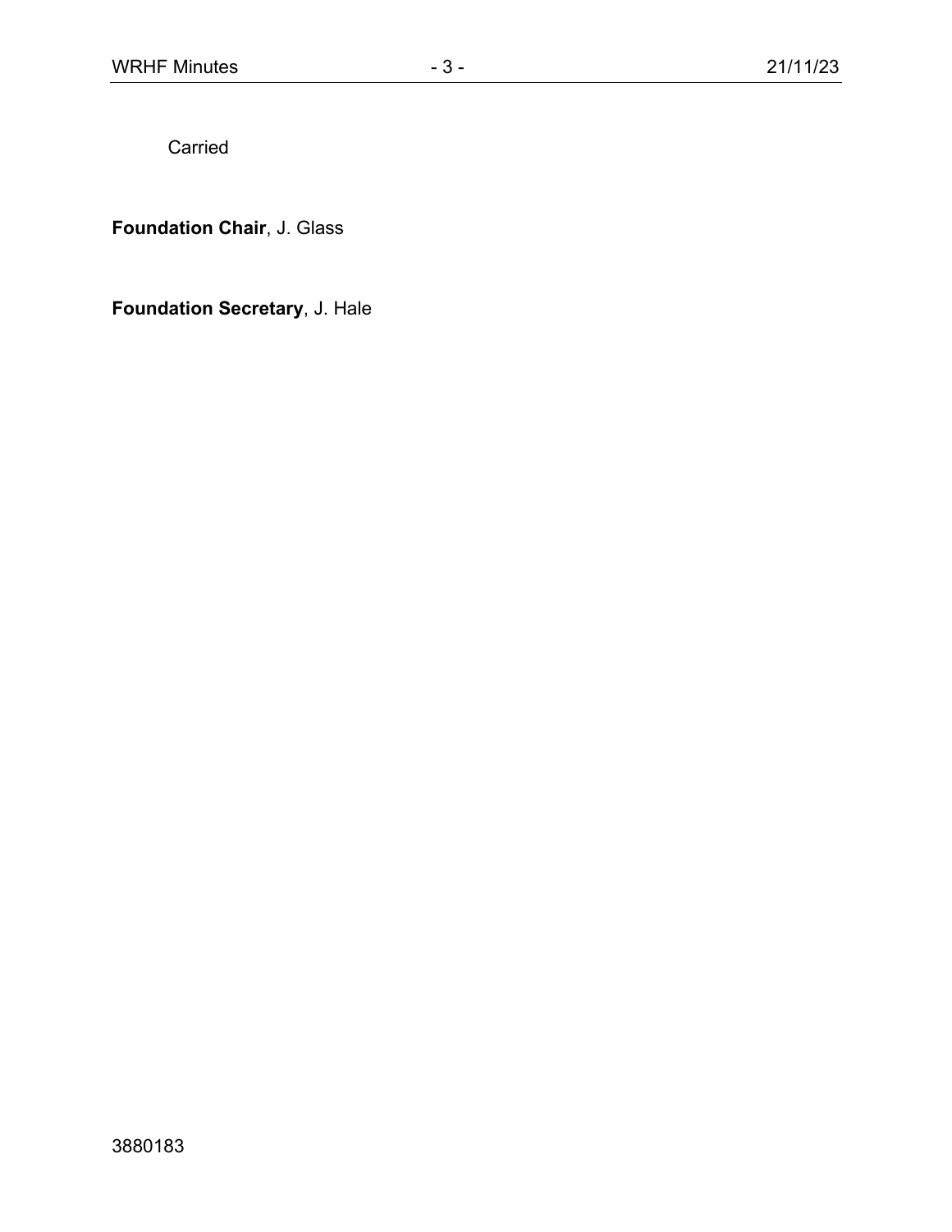Carried

**Foundation Chair**, J. Glass

**Foundation Secretary**, J. Hale

3880183